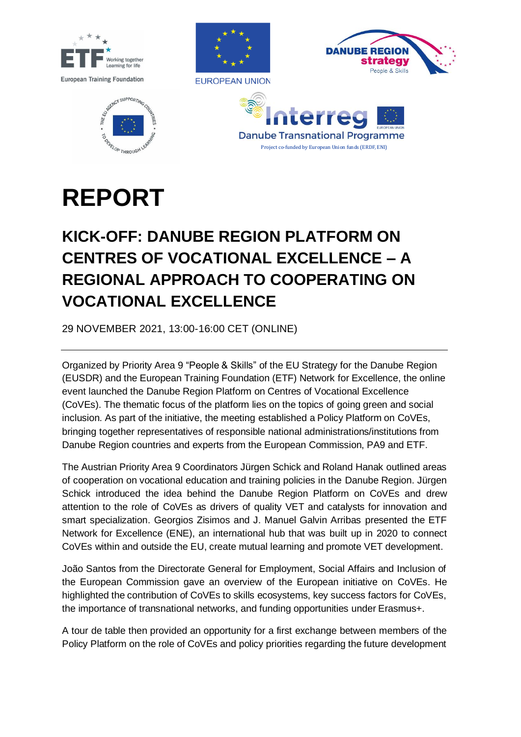# REPORT

## KICK-OFF: DANUBE REGION PLATFORM ON CENTRES OF VOCATIONAL EXCELLENCE – A REGIONAL APPROACH TO COOPERATING ON VOCATIONAL EXCELLENCE

29 NOVEMBER 2021, 13:00-16:00 CET (ONLINE)

---

Organized by Priority Area 9 "People & Skills" of the EU Strategy for the Danube Region (EUSDR) and the European Training Foundation (ETF) Network for Excellence, the online event launched the Danube Region Platform on Centres of Vocational Excellence (CoVEs). The thematic focus of the platform lies on the topics of going green and social inclusion. As part of the initiative, the meeting established a Policy Platform on CoVEs, bringing together representatives of responsible national administrations/institutions from Danube Region countries and experts from the European Commission, PA9 and ETF.

The Austrian Priority Area 9 Coordinators Jürgen Schick and Roland Hanak outlined areas of cooperation on vocational education and training policies in the Danube Region. Jürgen Schick introduced the idea behind the Danube Region Platform on CoVEs and drew attention to the role of CoVEs as drivers of quality VET and catalysts for innovation and smart specialization. Georgios Zisimos and J. Manuel Galvin Arribas presented the ETF Network for Excellence (ENE), an international hub that was built up in 2020 to connect CoVEs within and outside the EU, create mutual learning and promote VET development.

João Santos from the Directorate General for Employment, Social Affairs and Inclusion of the European Commission gave an overview of the European initiative on CoVEs. He highlighted the contribution of CoVEs to skills ecosystems, key success factors for CoVEs, the importance of transnational networks, and funding opportunities under Erasmus+.

A tour de table then provided an opportunity for a first exchange between members of the Policy Platform on the role of CoVEs and policy priorities regarding the future development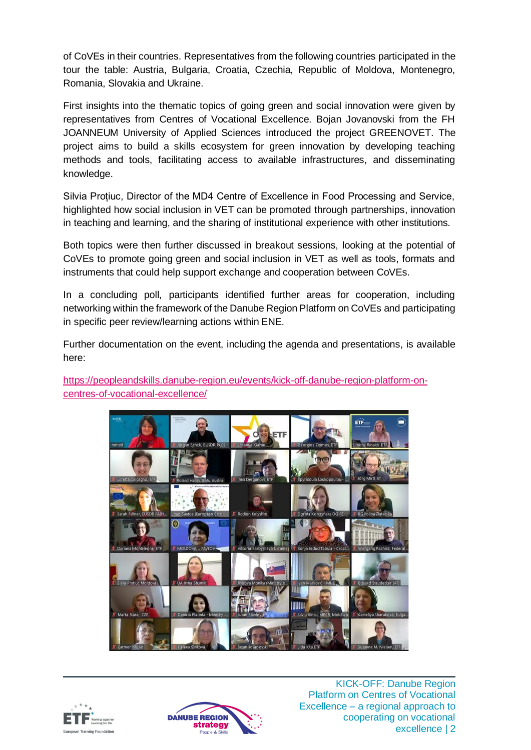of CoVEs in their countries. Representatives from the following countries participated in the tour the table: Austria, Bulgaria, Croatia, Czechia, Republic of Moldova, Montenegro, Romania, Slovakia and Ukraine.

First insights into the thematic topics of going green and social innovation were given by representatives from Centres of Vocational Excellence. Bojan Jovanovski from the FH JOANNEUM University of Applied Sciences introduced the project GREENOVET. The project aims to build a skills ecosystem for green innovation by developing teaching methods and tools, facilitating access to available infrastructures, and disseminating knowledge.

Silvia Proțiuc, Director of the MD4 Centre of Excellence in Food Processing and Service, highlighted how social inclusion in VET can be promoted through partnerships, innovation in teaching and learning, and the sharing of institutional experience with other institutions.

Both topics were then further discussed in breakout sessions, looking at the potential of CoVEs to promote going green and social inclusion in VET as well as tools, formats and instruments that could help support exchange and cooperation between CoVEs.

In a concluding poll, participants identified further areas for cooperation, including networking within the framework of the Danube Region Platform on CoVEs and participating in specific peer review/learning actions within ENE.

Further documentation on the event, including the agenda and presentations, is available here:

[https://peopleandskills.danube-region.eu/events/kick-off-danube-region-platform-on-centres-of-vocational-excellence/](https://peopleandskills.danube-region.eu/events/kick-off-danube-region-platform-on-centres-of-vocational-excellence/)